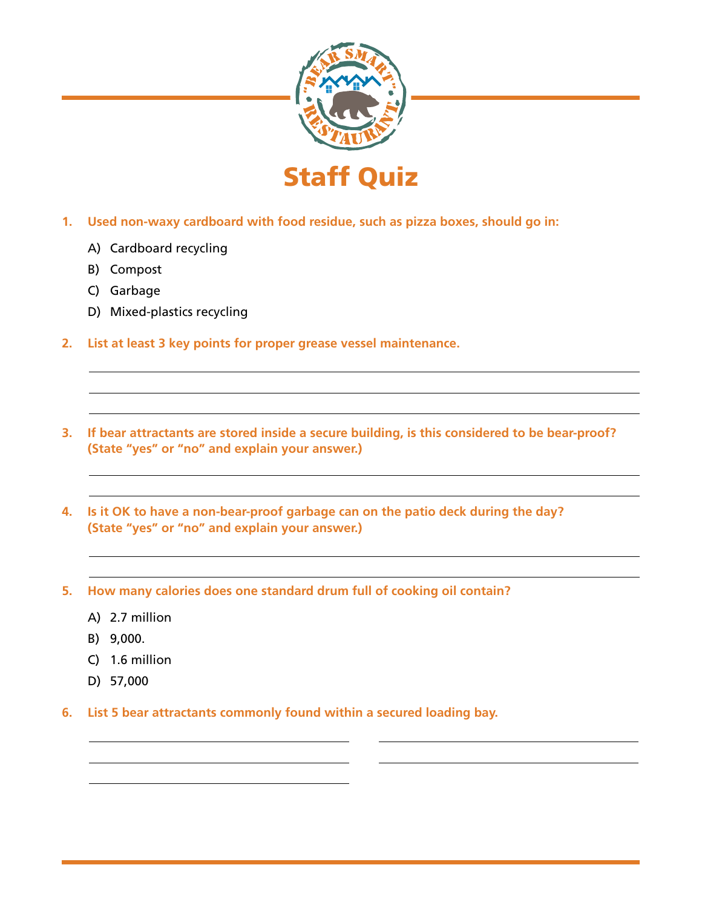# Staff Quiz

1. **Used non-waxy cardboard with food residue, such as pizza boxes, should go in:**

   A) Cardboard recycling

   B) Compost

   C) Garbage

   D) Mixed-plastics recycling

2. **List at least 3 key points for proper grease vessel maintenance.**

3. **If bear attractants are stored inside a secure building, is this considered to be bear-proof? (State "yes" or "no" and explain your answer.)**

4. **Is it OK to have a non-bear-proof garbage can on the patio deck during the day? (State "yes" or "no" and explain your answer.)**

5. **How many calories does one standard drum full of cooking oil contain?**

   A) 2.7 million

   B) 9,000.

   C) 1.6 million

   D) 57,000

6. **List 5 bear attractants commonly found within a secured loading bay.**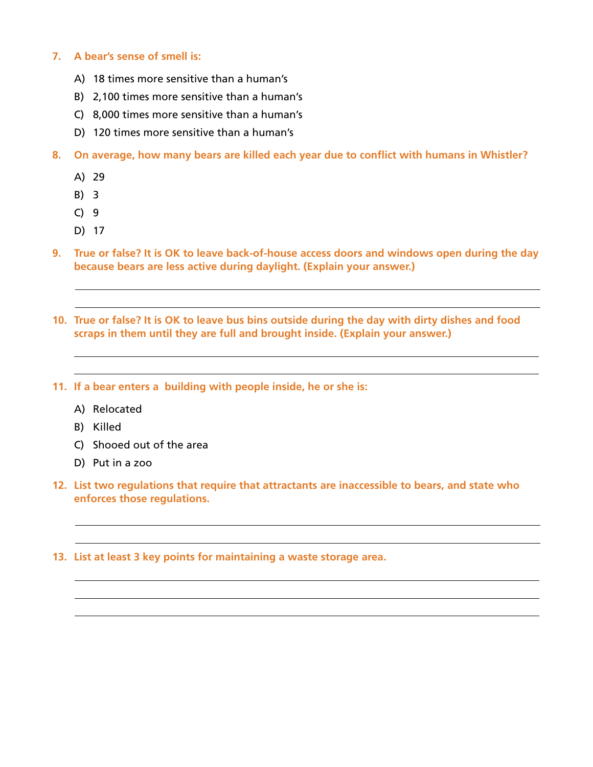**7. A bear's sense of smell is:**

A) 18 times more sensitive than a human's

B) 2,100 times more sensitive than a human's

C) 8,000 times more sensitive than a human's

D) 120 times more sensitive than a human's

**8. On average, how many bears are killed each year due to conflict with humans in Whistler?**

A) 29

B) 3

C) 9

D) 17

**9. True or false? It is OK to leave back-of-house access doors and windows open during the day because bears are less active during daylight. (Explain your answer.)**

______________________________________________________________________

______________________________________________________________________

**10. True or false? It is OK to leave bus bins outside during the day with dirty dishes and food scraps in them until they are full and brought inside. (Explain your answer.)**

______________________________________________________________________

______________________________________________________________________

**11. If a bear enters a building with people inside, he or she is:**

A) Relocated

B) Killed

C) Shooed out of the area

D) Put in a zoo

**12. List two regulations that require that attractants are inaccessible to bears, and state who enforces those regulations.**

______________________________________________________________________

______________________________________________________________________

**13. List at least 3 key points for maintaining a waste storage area.**

______________________________________________________________________

______________________________________________________________________

______________________________________________________________________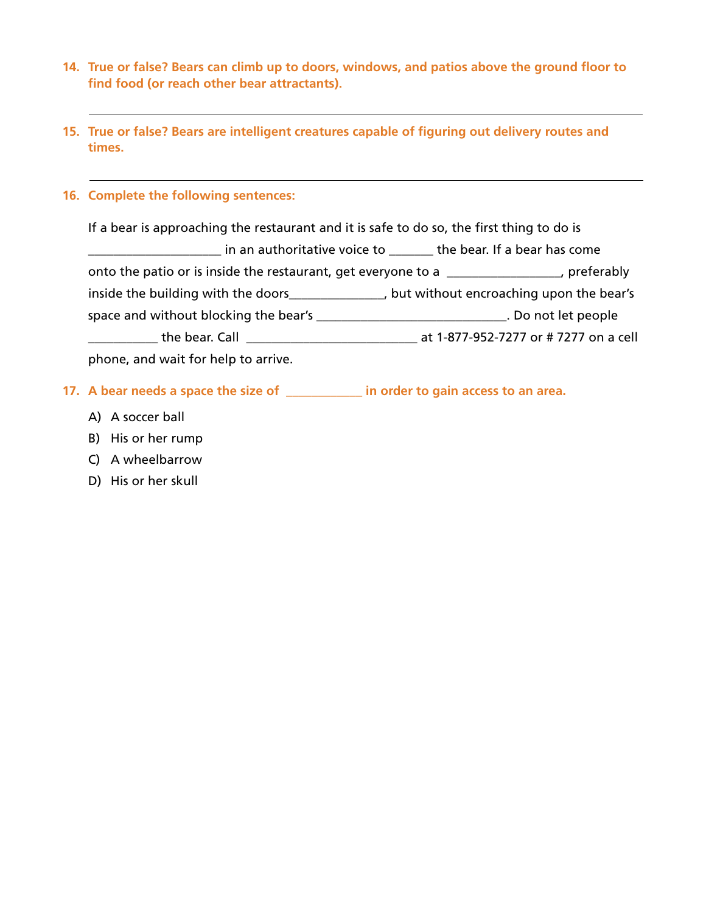**14. True or false? Bears can climb up to doors, windows, and patios above the ground floor to find food (or reach other bear attractants).**

______________________________________________________________________________

**15. True or false? Bears are intelligent creatures capable of figuring out delivery routes and times.**

______________________________________________________________________________

**16. Complete the following sentences:**

If a bear is approaching the restaurant and it is safe to do so, the first thing to do is ____________________ in an authoritative voice to _______ the bear. If a bear has come onto the patio or is inside the restaurant, get everyone to a _________________, preferably inside the building with the doors______________, but without encroaching upon the bear's space and without blocking the bear's ____________________________. Do not let people __________ the bear. Call _________________________ at 1-877-952-7277 or # 7277 on a cell phone, and wait for help to arrive.

**17. A bear needs a space the size of ___________ in order to gain access to an area.**

A) A soccer ball

B) His or her rump

C) A wheelbarrow

D) His or her skull